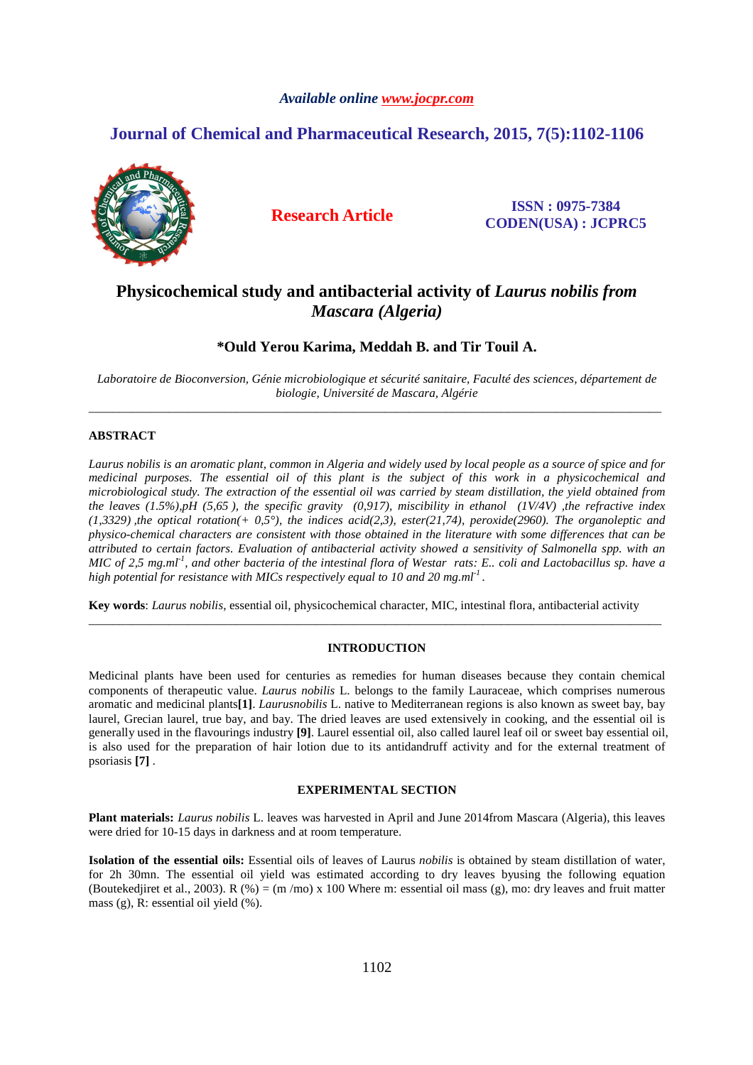# Physicochemical study and antibacterial activity of *Laurus nobilis from Mascara (Algeria)*

**\*Ould Yerou Karima, Meddah B. and Tir Touil A.**

*Laboratoire de Bioconversion, Génie microbiologique et sécurité sanitaire, Faculté des sciences, département de biologie, Université de Mascara, Algérie*

---

## ABSTRACT

*Laurus nobilis is an aromatic plant, common in Algeria and widely used by local people as a source of spice and for medicinal purposes. The essential oil of this plant is the subject of this work in a physicochemical and microbiological study. The extraction of the essential oil was carried by steam distillation, the yield obtained from the leaves (1.5%),pH (5,65 ), the specific gravity (0,917), miscibility in ethanol (1V/4V) ,the refractive index (1,3329) ,the optical rotation(+ 0,5°), the indices acid(2,3), ester(21,74), peroxide(2960). The organoleptic and physico-chemical characters are consistent with those obtained in the literature with some differences that can be attributed to certain factors. Evaluation of antibacterial activity showed a sensitivity of Salmonella spp. with an MIC of 2,5 mg.ml$^{-1}$, and other bacteria of the intestinal flora of Westar rats: E.. coli and Lactobacillus sp. have a high potential for resistance with MICs respectively equal to 10 and 20 mg.ml$^{-1}$.*

**Key words**: *Laurus nobilis*, essential oil, physicochemical character, MIC, intestinal flora, antibacterial activity

---

## INTRODUCTION

Medicinal plants have been used for centuries as remedies for human diseases because they contain chemical components of therapeutic value. *Laurus nobilis* L. belongs to the family Lauraceae, which comprises numerous aromatic and medicinal plants**[1]**. *Laurusnobilis* L. native to Mediterranean regions is also known as sweet bay, bay laurel, Grecian laurel, true bay, and bay. The dried leaves are used extensively in cooking, and the essential oil is generally used in the flavourings industry **[9]**. Laurel essential oil, also called laurel leaf oil or sweet bay essential oil, is also used for the preparation of hair lotion due to its antidandruff activity and for the external treatment of psoriasis **[7]** .

## EXPERIMENTAL SECTION

**Plant materials:** *Laurus nobilis* L. leaves was harvested in April and June 2014from Mascara (Algeria), this leaves were dried for 10-15 days in darkness and at room temperature.

**Isolation of the essential oils:** Essential oils of leaves of Laurus *nobilis* is obtained by steam distillation of water, for 2h 30mn. The essential oil yield was estimated according to dry leaves byusing the following equation (Boutekedjiret et al., 2003). R (%) = (m /mo) x 100 Where m: essential oil mass (g), mo: dry leaves and fruit matter mass (g), R: essential oil yield (%).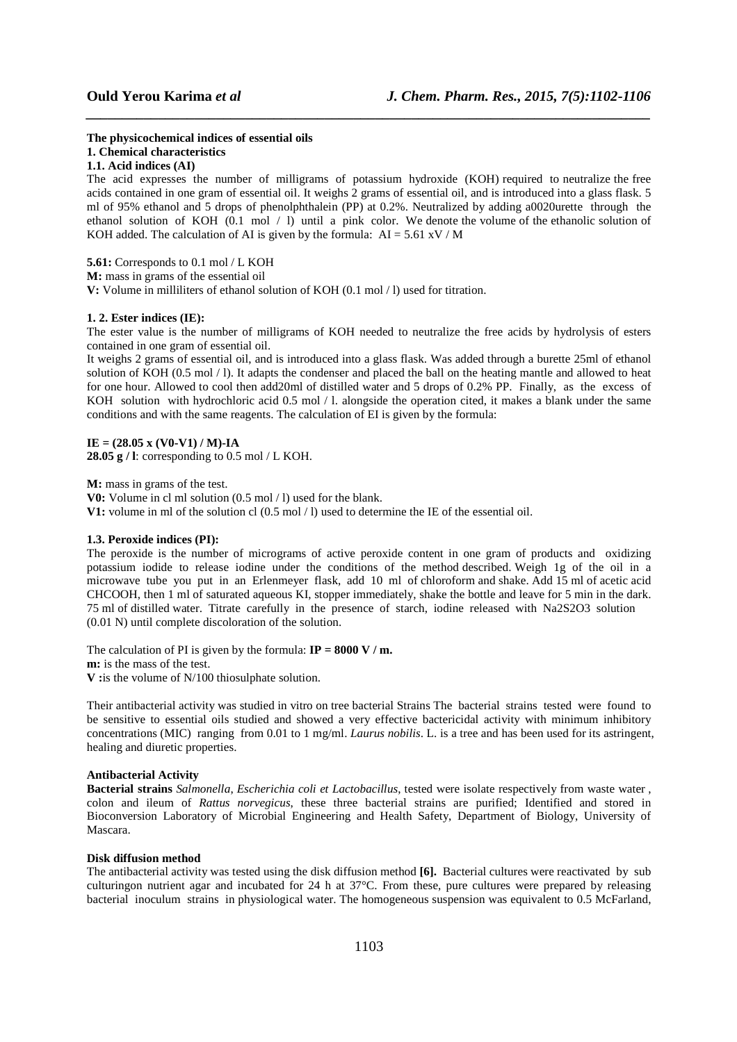**The physicochemical indices of essential oils**

**1. Chemical characteristics**

**1.1. Acid indices (AI)**

The acid expresses the number of milligrams of potassium hydroxide (KOH) required to neutralize the free acids contained in one gram of essential oil. It weighs 2 grams of essential oil, and is introduced into a glass flask. 5 ml of 95% ethanol and 5 drops of phenolphthalein (PP) at 0.2%. Neutralized by adding a0020urette through the ethanol solution of KOH (0.1 mol / l) until a pink color. We denote the volume of the ethanolic solution of KOH added. The calculation of AI is given by the formula: $AI = 5.61 \times V / M$

**5.61:** Corresponds to 0.1 mol / L KOH

**M:** mass in grams of the essential oil

**V:** Volume in milliliters of ethanol solution of KOH (0.1 mol / l) used for titration.

**1. 2. Ester indices (IE):**

The ester value is the number of milligrams of KOH needed to neutralize the free acids by hydrolysis of esters contained in one gram of essential oil.

It weighs 2 grams of essential oil, and is introduced into a glass flask. Was added through a burette 25ml of ethanol solution of KOH (0.5 mol / l). It adapts the condenser and placed the ball on the heating mantle and allowed to heat for one hour. Allowed to cool then add20ml of distilled water and 5 drops of 0.2% PP. Finally, as the excess of KOH solution with hydrochloric acid 0.5 mol / l. alongside the operation cited, it makes a blank under the same conditions and with the same reagents. The calculation of EI is given by the formula:

$$IE = (28.05 \times (V_0 - V_1) / M) - IA$$

**28.05 g / l**: corresponding to 0.5 mol / L KOH.

**M:** mass in grams of the test.

**V0:** Volume in cl ml solution (0.5 mol / l) used for the blank.

**V1:** volume in ml of the solution cl (0.5 mol / l) used to determine the IE of the essential oil.

**1.3. Peroxide indices (PI):**

The peroxide is the number of micrograms of active peroxide content in one gram of products and oxidizing potassium iodide to release iodine under the conditions of the method described. Weigh 1g of the oil in a microwave tube you put in an Erlenmeyer flask, add 10 ml of chloroform and shake. Add 15 ml of acetic acid CHCOOH, then 1 ml of saturated aqueous KI, stopper immediately, shake the bottle and leave for 5 min in the dark. 75 ml of distilled water. Titrate carefully in the presence of starch, iodine released with $Na_2S_2O_3$ solution (0.01 N) until complete discoloration of the solution.

The calculation of PI is given by the formula: $IP = 8000\ V / m$.

**m:** is the mass of the test.

**V :**is the volume of N/100 thiosulphate solution.

Their antibacterial activity was studied in vitro on tree bacterial Strains The bacterial strains tested were found to be sensitive to essential oils studied and showed a very effective bactericidal activity with minimum inhibitory concentrations (MIC) ranging from 0.01 to 1 mg/ml. *Laurus nobilis*. L. is a tree and has been used for its astringent, healing and diuretic properties.

**Antibacterial Activity**

**Bacterial strains** *Salmonella*, *Escherichia coli et Lactobacillus*, tested were isolate respectively from waste water , colon and ileum of *Rattus norvegicus*, these three bacterial strains are purified; Identified and stored in Bioconversion Laboratory of Microbial Engineering and Health Safety, Department of Biology, University of Mascara.

**Disk diffusion method**

The antibacterial activity was tested using the disk diffusion method **[6].** Bacterial cultures were reactivated by sub culturingon nutrient agar and incubated for 24 h at 37°C. From these, pure cultures were prepared by releasing bacterial inoculum strains in physiological water. The homogeneous suspension was equivalent to 0.5 McFarland,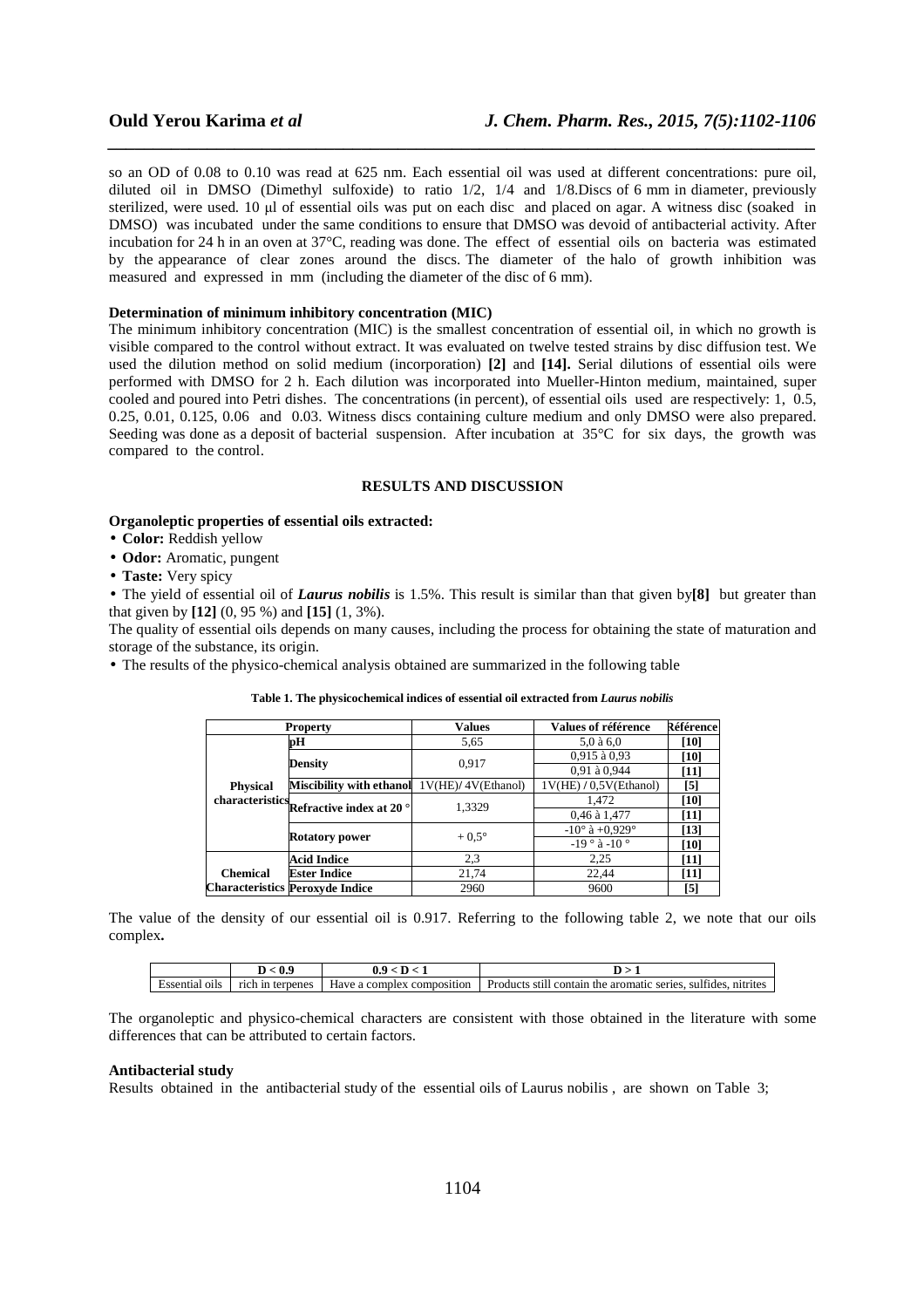so an OD of 0.08 to 0.10 was read at 625 nm. Each essential oil was used at different concentrations: pure oil, diluted oil in DMSO (Dimethyl sulfoxide) to ratio 1/2, 1/4 and 1/8.Discs of 6 mm in diameter, previously sterilized, were used. 10 µl of essential oils was put on each disc and placed on agar. A witness disc (soaked in DMSO) was incubated under the same conditions to ensure that DMSO was devoid of antibacterial activity. After incubation for 24 h in an oven at 37°C, reading was done. The effect of essential oils on bacteria was estimated by the appearance of clear zones around the discs. The diameter of the halo of growth inhibition was measured and expressed in mm (including the diameter of the disc of 6 mm).

**Determination of minimum inhibitory concentration (MIC)**

The minimum inhibitory concentration (MIC) is the smallest concentration of essential oil, in which no growth is visible compared to the control without extract. It was evaluated on twelve tested strains by disc diffusion test. We used the dilution method on solid medium (incorporation) **[2]** and **[14].** Serial dilutions of essential oils were performed with DMSO for 2 h. Each dilution was incorporated into Mueller-Hinton medium, maintained, super cooled and poured into Petri dishes. The concentrations (in percent), of essential oils used are respectively: 1, 0.5, 0.25, 0.01, 0.125, 0.06 and 0.03. Witness discs containing culture medium and only DMSO were also prepared. Seeding was done as a deposit of bacterial suspension. After incubation at 35°C for six days, the growth was compared to the control.

## RESULTS AND DISCUSSION

**Organoleptic properties of essential oils extracted:**

- **Color:** Reddish yellow
- **Odor:** Aromatic, pungent
- **Taste:** Very spicy
- The yield of essential oil of ***Laurus nobilis*** is 1.5%. This result is similar than that given by**[8]** but greater than that given by **[12]** (0, 95 %) and **[15]** (1, 3%).

The quality of essential oils depends on many causes, including the process for obtaining the state of maturation and storage of the substance, its origin.

- The results of the physico-chemical analysis obtained are summarized in the following table

**Table 1. The physicochemical indices of essential oil extracted from *Laurus nobilis***

| Property | | Values | Values of référence | Référence |
|---|---|---|---|---|
| Physical characteristics | pH | 5,65 | 5,0 à 6,0 | [10] |
| | Density | 0,917 | 0,915 à 0,93 | [10] |
| | | | 0,91 à 0,944 | [11] |
| | Miscibility with ethanol | 1V(HE)/ 4V(Ethanol) | 1V(HE) / 0,5V(Ethanol) | [5] |
| | Refractive index at 20 ° | 1,3329 | 1,472 | [10] |
| | | | 0,46 à 1,477 | [11] |
| | Rotatory power | + 0,5° | -10° à +0,929° | [13] |
| | | | -19 ° à -10 ° | [10] |
| Chemical Characteristics | Acid Indice | 2,3 | 2,25 | [11] |
| | Ester Indice | 21,74 | 22,44 | [11] |
| | Peroxyde Indice | 2960 | 9600 | [5] |

The value of the density of our essential oil is 0.917. Referring to the following table 2, we note that our oils complex**.**

| | D < 0.9 | 0.9 < D < 1 | D > 1 |
|---|---|---|---|
| Essential oils | rich in terpenes | Have a complex composition | Products still contain the aromatic series, sulfides, nitrites |

The organoleptic and physico-chemical characters are consistent with those obtained in the literature with some differences that can be attributed to certain factors.

**Antibacterial study**

Results obtained in the antibacterial study of the essential oils of Laurus nobilis , are shown on Table 3;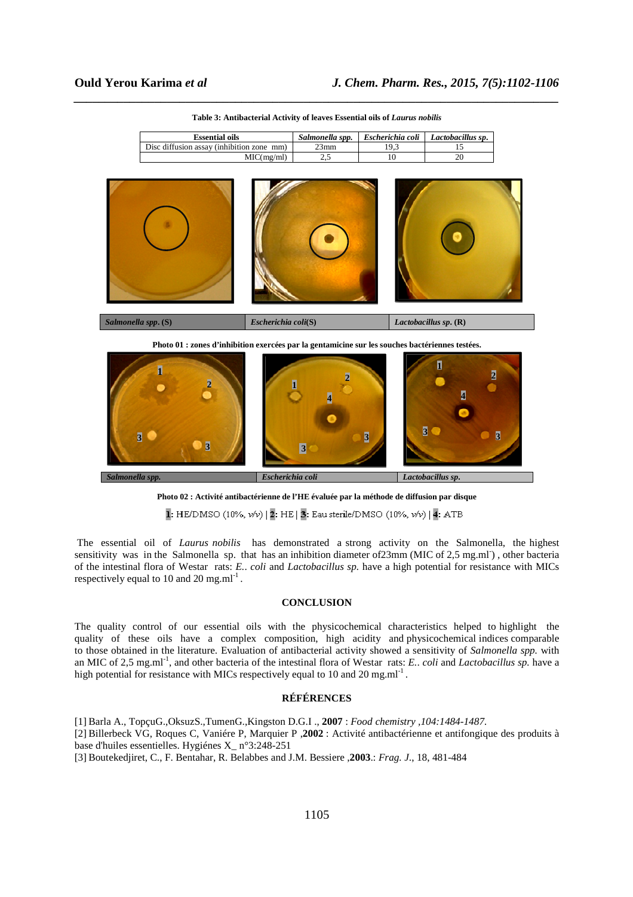**Table 3: Antibacterial Activity of leaves Essential oils of *Laurus nobilis***

| Essential oils | *Salmonella spp.* | *Escherichia coli* | *Lactobacillus sp.* |
|---|---|---|---|
| Disc diffusion assay (inhibition zone mm) | 23mm | 19,3 | 15 |
| MIC(mg/ml) | 2,5 | 10 | 20 |

| *Salmonella spp.* (S) | *Escherichia coli*(S) | *Lactobacillus sp.* (R) |
|---|---|---|

**Photo 01 : zones d'inhibition exercées par la gentamicine sur les souches bactériennes testées.**

| *Salmonella spp.* | *Escherichia coli* | *Lactobacillus sp.* |
|---|---|---|

**Photo 02 : Activité antibactérienne de l'HE évaluée par la méthode de diffusion par disque**

**1**: HE/DMSO (10%, v/v) | **2**: HE | **3**: Eau sterile/DMSO (10%, v/v) | **4**: ATB

The essential oil of *Laurus nobilis* has demonstrated a strong activity on the Salmonella, the highest sensitivity was in the Salmonella sp. that has an inhibition diameter of23mm (MIC of 2,5 mg.ml$^{-}$) , other bacteria of the intestinal flora of Westar rats: *E.. coli* and *Lactobacillus sp.* have a high potential for resistance with MICs respectively equal to 10 and 20 mg.ml$^{-1}$ .

## CONCLUSION

The quality control of our essential oils with the physicochemical characteristics helped to highlight the quality of these oils have a complex composition, high acidity and physicochemical indices comparable to those obtained in the literature. Evaluation of antibacterial activity showed a sensitivity of *Salmonella spp.* with an MIC of 2,5 mg.ml$^{-1}$, and other bacteria of the intestinal flora of Westar rats: *E.. coli* and *Lactobacillus sp.* have a high potential for resistance with MICs respectively equal to 10 and 20 mg.ml$^{-1}$ .

## RÉFÉRENCES

[1] Barla A., TopçuG.,OksuzS.,TumenG.,Kingston D.G.I ., **2007** : *Food chemistry ,104:1484-1487.*

[2] Billerbeck VG, Roques C, Vaniére P, Marquier P ,**2002** : Activité antibactérienne et antifongique des produits à base d'huiles essentielles. Hygiénes X_ n°3:248-251

[3] Boutekedjiret, C., F. Bentahar, R. Belabbes and J.M. Bessiere ,**2003**.: *Frag. J*., 18, 481-484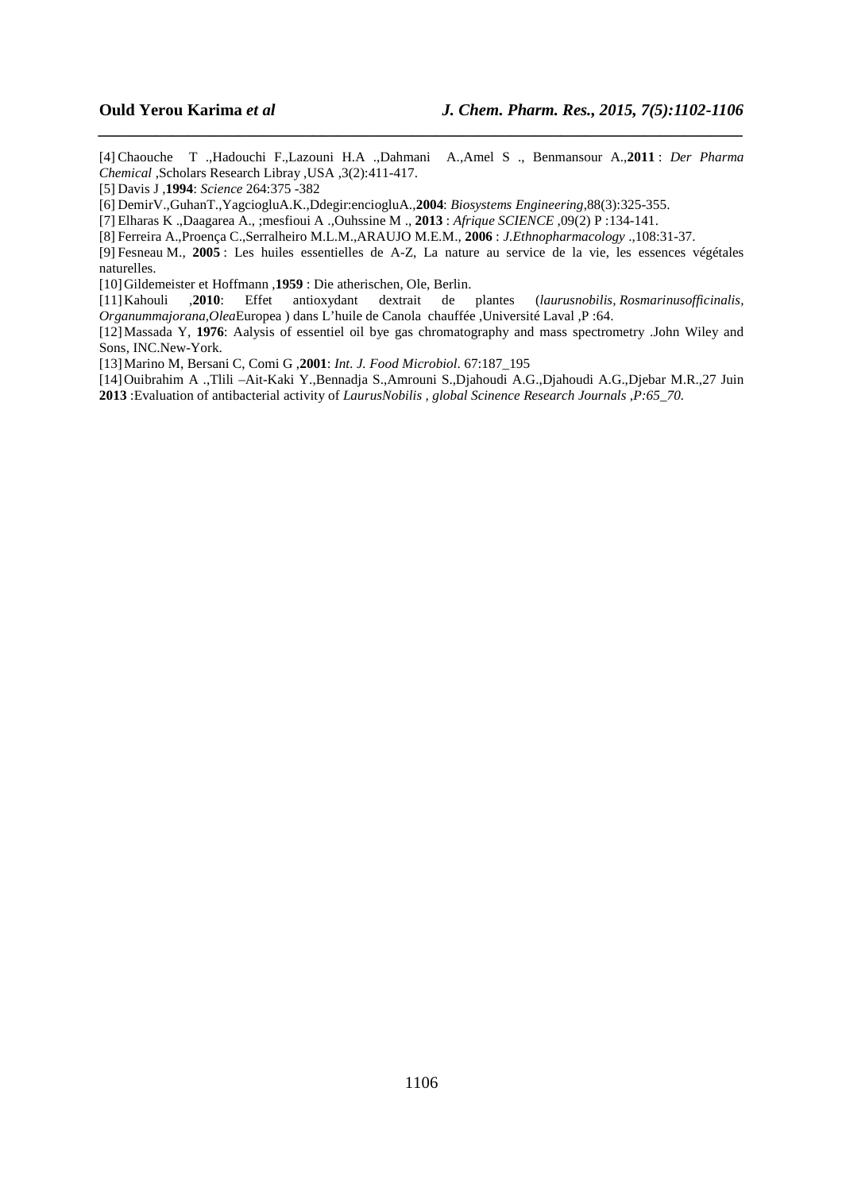[4] Chaouche T .,Hadouchi F.,Lazouni H.A .,Dahmani A.,Amel S ., Benmansour A.,**2011** : *Der Pharma Chemical* ,Scholars Research Libray ,USA ,3(2):411-417.

[5] Davis J ,**1994**: *Science* 264:375 -382

[6] DemirV.,GuhanT.,YagciogluA.K.,Ddegir:enciogluA.,**2004**: *Biosystems Engineering*,88(3):325-355.

[7] Elharas K .,Daagarea A., ;mesfioui A .,Ouhssine M ., **2013** : *Afrique SCIENCE* ,09(2) P :134-141.

[8] Ferreira A.,Proença C.,Serralheiro M.L.M.,ARAUJO M.E.M., **2006** : *J.Ethnopharmacology* .,108:31-37.

[9] Fesneau M., **2005** : Les huiles essentielles de A-Z, La nature au service de la vie, les essences végétales naturelles.

[10] Gildemeister et Hoffmann ,**1959** : Die atherischen, Ole, Berlin.

[11] Kahouli ,**2010**: Effet antioxydant dextrait de plantes (*laurusnobilis*, *Rosmarinusofficinalis, Organummajorana*,*Olea*Europea ) dans L'huile de Canola chauffée ,Université Laval ,P :64.

[12] Massada Y, **1976**: Aalysis of essentiel oil bye gas chromatography and mass spectrometry .John Wiley and Sons, INC.New-York.

[13] Marino M, Bersani C, Comi G ,**2001**: *Int. J. Food Microbiol*. 67:187_195

[14] Ouibrahim A .,Tlili –Ait-Kaki Y.,Bennadja S.,Amrouni S.,Djahoudi A.G.,Djahoudi A.G.,Djebar M.R.,27 Juin **2013** :Evaluation of antibacterial activity of *LaurusNobilis , global Scinence Research Journals ,P:65_70.*